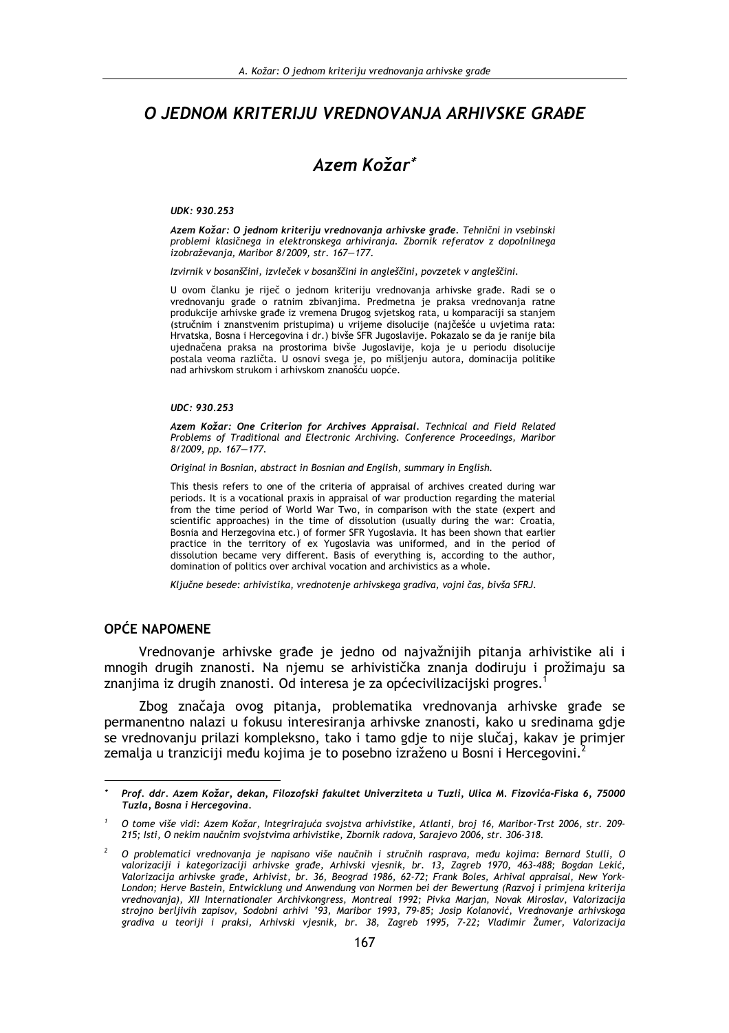# O JEDNOM KRITERIJU VREDNOVANJA ARHIVSKE GRAĐE

## *Azem Kožar*[*]

*UDK: 930.253*

***Azem Kožar: O jednom kriteriju vrednovanja arhivske građe.** Tehnični in vsebinski problemi klasičnega in elektronskega arhiviranja. Zbornik referatov z dopolnilnega izobraževanja, Maribor 8/2009, str. 167—177.*

*Izvirnik v bosanščini, izvleček v bosanščini in angleščini, povzetek v angleščini.*

U ovom članku je riječ o jednom kriteriju vrednovanja arhivske građe. Radi se o vrednovanju građe o ratnim zbivanjima. Predmetna je praksa vrednovanja ratne produkcije arhivske građe iz vremena Drugog svjetskog rata, u komparaciji sa stanjem (stručnim i znanstvenim pristupima) u vrijeme disolucije (najčešće u uvjetima rata: Hrvatska, Bosna i Hercegovina i dr.) bivše SFR Jugoslavije. Pokazalo se da je ranije bila ujednačena praksa na prostorima bivše Jugoslavije, koja je u periodu disolucije postala veoma različita. U osnovi svega je, po mišljenju autora, dominacija politike nad arhivskom strukom i arhivskom znanošću uopće.

*UDC: 930.253*

***Azem Kožar: One Criterion for Archives Appraisal.** Technical and Field Related Problems of Traditional and Electronic Archiving. Conference Proceedings, Maribor 8/2009, pp. 167—177.*

*Original in Bosnian, abstract in Bosnian and English, summary in English.*

This thesis refers to one of the criteria of appraisal of archives created during war periods. It is a vocational praxis in appraisal of war production regarding the material from the time period of World War Two, in comparison with the state (expert and scientific approaches) in the time of dissolution (usually during the war: Croatia, Bosnia and Herzegovina etc.) of former SFR Yugoslavia. It has been shown that earlier practice in the territory of ex Yugoslavia was uniformed, and in the period of dissolution became very different. Basis of everything is, according to the author, domination of politics over archival vocation and archivistics as a whole.

*Ključne besede: arhivistika, vrednotenje arhivskega gradiva, vojni čas, bivša SFRJ.*

## OPĆE NAPOMENE

Vrednovanje arhivske građe je jedno od najvažnijih pitanja arhivistike ali i mnogih drugih znanosti. Na njemu se arhivistička znanja dodiruju i prožimaju sa znanjima iz drugih znanosti. Od interesa je za općecivilizacijski progres.[1]

Zbog značaja ovog pitanja, problematika vrednovanja arhivske građe se permanentno nalazi u fokusu interesiranja arhivske znanosti, kako u sredinama gdje se vrednovanju prilazi kompleksno, tako i tamo gdje to nije slučaj, kakav je primjer zemalja u tranziciji među kojima je to posebno izraženo u Bosni i Hercegovini.[2]

---

[*] ***Prof. ddr. Azem Kožar, dekan, Filozofski fakultet Univerziteta u Tuzli, Ulica M. Fizovića-Fiska 6, 75000 Tuzla, Bosna i Hercegovina.***

[1] *O tome više vidi: Azem Kožar, Integrirajuća svojstva arhivistike, Atlanti, broj 16, Maribor-Trst 2006, str. 209-215; Isti, O nekim naučnim svojstvima arhivistike, Zbornik radova, Sarajevo 2006, str. 306-318.*

[2] *O problematici vrednovanja je napisano više naučnih i stručnih rasprava, među kojima: Bernard Stulli, O valorizaciji i kategorizaciji arhivske građe, Arhivski vjesnik, br. 13, Zagreb 1970, 463-488; Bogdan Lekić, Valorizacija arhivske građe, Arhivist, br. 36, Beograd 1986, 62-72; Frank Boles, Arhival appraisal, New York-London; Herve Bastein, Entwicklung und Anwendung von Normen bei der Bewertung (Razvoj i primjena kriterija vrednovanja), XII Internationaler Archivkongress, Montreal 1992; Pivka Marjan, Novak Miroslav, Valorizacija strojno berljivih zapisov, Sodobni arhivi '93, Maribor 1993, 79-85; Josip Kolanović, Vrednovanje arhivskoga gradiva u teoriji i praksi, Arhivski vjesnik, br. 38, Zagreb 1995, 7-22; Vladimir Žumer, Valorizacija*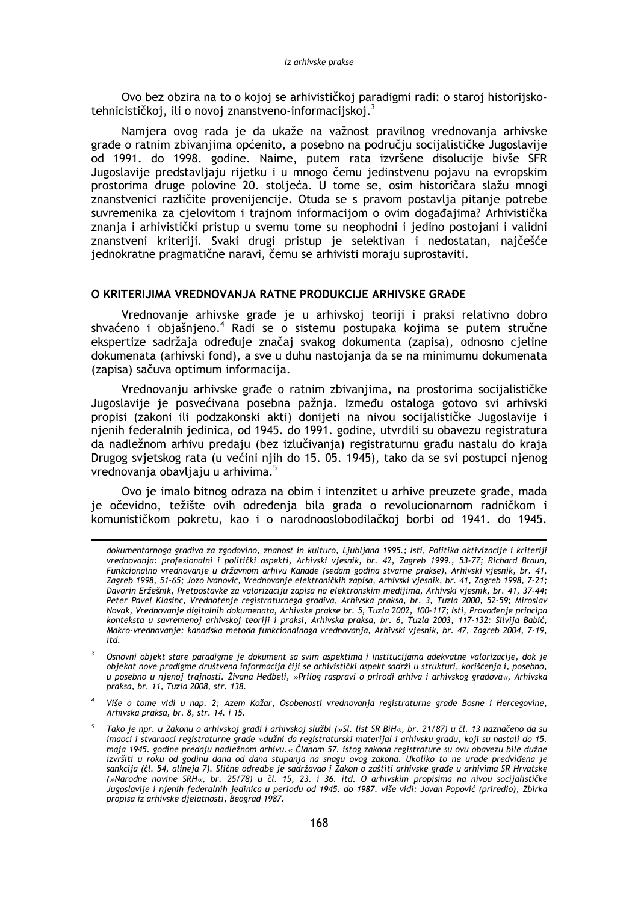Ovo bez obzira na to o kojoj se arhivističkoj paradigmi radi: o staroj historijsko-tehnicističkoj, ili o novoj znanstveno-informacijskoj.[3]

Namjera ovog rada je da ukaže na važnost pravilnog vrednovanja arhivske građe o ratnim zbivanjima općenito, a posebno na području socijalističke Jugoslavije od 1991. do 1998. godine. Naime, putem rata izvršene disolucije bivše SFR Jugoslavije predstavljaju rijetku i u mnogo čemu jedinstvenu pojavu na evropskim prostorima druge polovine 20. stoljeća. U tome se, osim historičara slažu mnogi znanstvenici različite provenijencije. Otuda se s pravom postavlja pitanje potrebe suvremenika za cjelovitom i trajnom informacijom o ovim događajima? Arhivistička znanja i arhivistički pristup u svemu tome su neophodni i jedino postojani i validni znanstveni kriteriji. Svaki drugi pristup je selektivan i nedostatan, najčešće jednokratne pragmatične naravi, čemu se arhivisti moraju suprostaviti.

## O KRITERIJIMA VREDNOVANJA RATNE PRODUKCIJE ARHIVSKE GRAĐE

Vrednovanje arhivske građe je u arhivskoj teoriji i praksi relativno dobro shvaćeno i objašnjeno.[4] Radi se o sistemu postupaka kojima se putem stručne ekspertize sadržaja određuje značaj svakog dokumenta (zapisa), odnosno cjeline dokumenata (arhivski fond), a sve u duhu nastojanja da se na minimumu dokumenata (zapisa) sačuva optimum informacija.

Vrednovanju arhivske građe o ratnim zbivanjima, na prostorima socijalističke Jugoslavije je posvećivana posebna pažnja. Između ostaloga gotovo svi arhivski propisi (zakoni ili podzakonski akti) donijeti na nivou socijalističke Jugoslavije i njenih federalnih jedinica, od 1945. do 1991. godine, utvrdili su obavezu registratura da nadležnom arhivu predaju (bez izlučivanja) registraturnu građu nastalu do kraja Drugog svjetskog rata (u većini njih do 15. 05. 1945), tako da se svi postupci njenog vrednovanja obavljaju u arhivima.[5]

Ovo je imalo bitnog odraza na obim i intenzitet u arhive preuzete građe, mada je očevidno, težište ovih određenja bila građa o revolucionarnom radničkom i komunističkom pokretu, kao i o narodnooslobodilačkoj borbi od 1941. do 1945.

---

*dokumentarnoga gradiva za zgodovino, znanost in kulturo, Ljubljana 1995.; Isti, Politika aktivizacije i kriteriji vrednovanja: profesionalni i politički aspekti, Arhivski vjesnik, br. 42, Zagreb 1999., 53-77; Richard Braun, Funkcionalno vrednovanje u državnom arhivu Kanade (sedam godina stvarne prakse), Arhivski vjesnik, br. 41, Zagreb 1998, 51-65; Jozo Ivanović, Vrednovanje elektroničkih zapisa, Arhivski vjesnik, br. 41, Zagreb 1998, 7-21; Davorin Eržešnik, Pretpostavke za valorizaciju zapisa na elektronskim medijima, Arhivski vjesnik, br. 41, 37-44; Peter Pavel Klasinc, Vrednotenje registraturnega gradiva, Arhivska praksa, br. 3, Tuzla 2000, 52-59; Miroslav Novak, Vrednovanje digitalnih dokumenata, Arhivske prakse br. 5, Tuzla 2002, 100-117; Isti, Provođenje principa konteksta u savremenoj arhivskoj teoriji i praksi, Arhivska praksa, br. 6, Tuzla 2003, 117-132: Silvija Babić, Makro-vrednovanje: kanadska metoda funkcionalnoga vrednovanja, Arhivski vjesnik, br. 47, Zagreb 2004, 7-19, itd.*

[3] *Osnovni objekt stare paradigme je dokument sa svim aspektima i institucijama adekvatne valorizacije, dok je objekat nove pradigme društvena informacija čiji se arhivistički aspekt sadrži u strukturi, korišćenja i, posebno, u posebno u njenoj trajnosti. Živana Hedbeli, »Prilog raspravi o prirodi arhiva i arhivskog gradova«, Arhivska praksa, br. 11, Tuzla 2008, str. 138.*

[4] *Više o tome vidi u nap. 2; Azem Kožar, Osobenosti vrednovanja registraturne građe Bosne i Hercegovine, Arhivska praksa, br. 8, str. 14. i 15.*

[5] *Tako je npr. u Zakonu o arhivskoj građi i arhivskoj službi (»Sl. list SR BiH«, br. 21/87) u čl. 13 naznačeno da su imaoci i stvaraoci registraturne građe »dužni da registraturski materijal i arhivsku građu, koji su nastali do 15. maja 1945. godine predaju nadležnom arhivu.« Članom 57. istog zakona registrature su ovu obavezu bile dužne izvršiti u roku od godinu dana od dana stupanja na snagu ovog zakona. Ukoliko to ne urade predviđena je sankcija (čl. 54, alineja 7). Slične odredbe je sadržavao i Zakon o zaštiti arhivske građe u arhivima SR Hrvatske (»Narodne novine SRH«, br. 25/78) u čl. 15, 23. i 36. itd. O arhivskim propisima na nivou socijalističke Jugoslavije i njenih federalnih jedinica u periodu od 1945. do 1987. više vidi: Jovan Popović (priredio), Zbirka propisa iz arhivske djelatnosti, Beograd 1987.*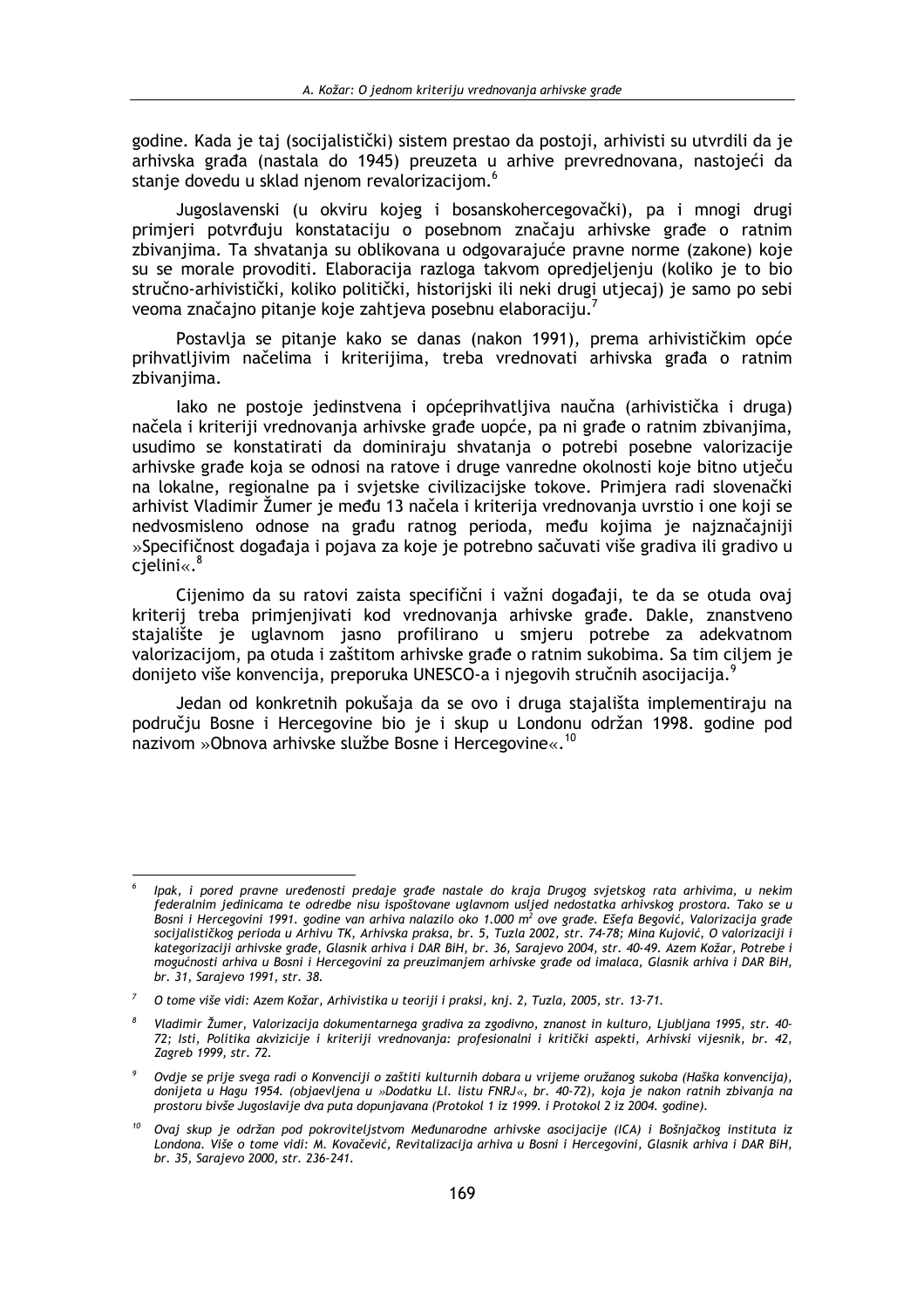godine. Kada je taj (socijalistički) sistem prestao da postoji, arhivisti su utvrdili da je arhivska građa (nastala do 1945) preuzeta u arhive prevrednovana, nastojeći da stanje dovedu u sklad njenom revalorizacijom.[6]

Jugoslavenski (u okviru kojeg i bosanskohercegovački), pa i mnogi drugi primjeri potvrđuju konstataciju o posebnom značaju arhivske građe o ratnim zbivanjima. Ta shvatanja su oblikovana u odgovarajuće pravne norme (zakone) koje su se morale provoditi. Elaboracija razloga takvom opredjeljenju (koliko je to bio stručno-arhivistički, koliko politički, historijski ili neki drugi utjecaj) je samo po sebi veoma značajno pitanje koje zahtjeva posebnu elaboraciju.[7]

Postavlja se pitanje kako se danas (nakon 1991), prema arhivističkim opće prihvatljivim načelima i kriterijima, treba vrednovati arhivska građa o ratnim zbivanjima.

Iako ne postoje jedinstvena i općeprihvatljiva naučna (arhivistička i druga) načela i kriteriji vrednovanja arhivske građe uopće, pa ni građe o ratnim zbivanjima, usudimo se konstatirati da dominiraju shvatanja o potrebi posebne valorizacije arhivske građe koja se odnosi na ratove i druge vanredne okolnosti koje bitno utječu na lokalne, regionalne pa i svjetske civilizacijske tokove. Primjera radi slovenački arhivist Vladimir Žumer je među 13 načela i kriterija vrednovanja uvrstio i one koji se nedvosmisleno odnose na građu ratnog perioda, među kojima je najznačajniji »Specifičnost događaja i pojava za koje je potrebno sačuvati više gradiva ili gradivo u cjelini«.[8]

Cijenimo da su ratovi zaista specifični i važni događaji, te da se otuda ovaj kriterij treba primjenjivati kod vrednovanja arhivske građe. Dakle, znanstveno stajalište je uglavnom jasno profilirano u smjeru potrebe za adekvatnom valorizacijom, pa otuda i zaštitom arhivske građe o ratnim sukobima. Sa tim ciljem je donijeto više konvencija, preporuka UNESCO-a i njegovih stručnih asocijacija.[9]

Jedan od konkretnih pokušaja da se ovo i druga stajališta implementiraju na području Bosne i Hercegovine bio je i skup u Londonu održan 1998. godine pod nazivom »Obnova arhivske službe Bosne i Hercegovine«.[10]

---

[6] *Ipak, i pored pravne uređenosti predaje građe nastale do kraja Drugog svjetskog rata arhivima, u nekim federalnim jedinicama te odredbe nisu ispoštovane uglavnom usljed nedostatka arhivskog prostora. Tako se u Bosni i Hercegovini 1991. godine van arhiva nalazilo oko 1.000 m$^2$ ove građe. Ešefa Begović, Valorizacija građe socijalističkog perioda u Arhivu TK, Arhivska praksa, br. 5, Tuzla 2002, str. 74-78; Mina Kujović, O valorizaciji i kategorizaciji arhivske građe, Glasnik arhiva i DAR BiH, br. 36, Sarajevo 2004, str. 40-49. Azem Kožar, Potrebe i mogućnosti arhiva u Bosni i Hercegovini za preuzimanjem arhivske građe od imalaca, Glasnik arhiva i DAR BiH, br. 31, Sarajevo 1991, str. 38.*

[7] *O tome više vidi: Azem Kožar, Arhivistika u teoriji i praksi, knj. 2, Tuzla, 2005, str. 13-71.*

[8] *Vladimir Žumer, Valorizacija dokumentarnega gradiva za zgodovino, znanost in kulturo, Ljubljana 1995, str. 40-72; Isti, Politika akvizicije i kriteriji vrednovanja: profesionalni i kritički aspekti, Arhivski vijesnik, br. 42, Zagreb 1999, str. 72.*

[9] *Ovdje se prije svega radi o Konvenciji o zaštiti kulturnih dobara u vrijeme oružanog sukoba (Haška konvencija), donijeta u Hagu 1954. (objaevljena u »Dodatku Ll. listu FNRJ«, br. 40-72), koja je nakon ratnih zbivanja na prostoru bivše Jugoslavije dva puta dopunjavana (Protokol 1 iz 1999. i Protokol 2 iz 2004. godine).*

[10] *Ovaj skup je održan pod pokroviteljstvom Međunarodne arhivske asocijacije (ICA) i Bošnjačkog instituta iz Londona. Više o tome vidi: M. Kovačević, Revitalizacija arhiva u Bosni i Hercegovini, Glasnik arhiva i DAR BiH, br. 35, Sarajevo 2000, str. 236-241.*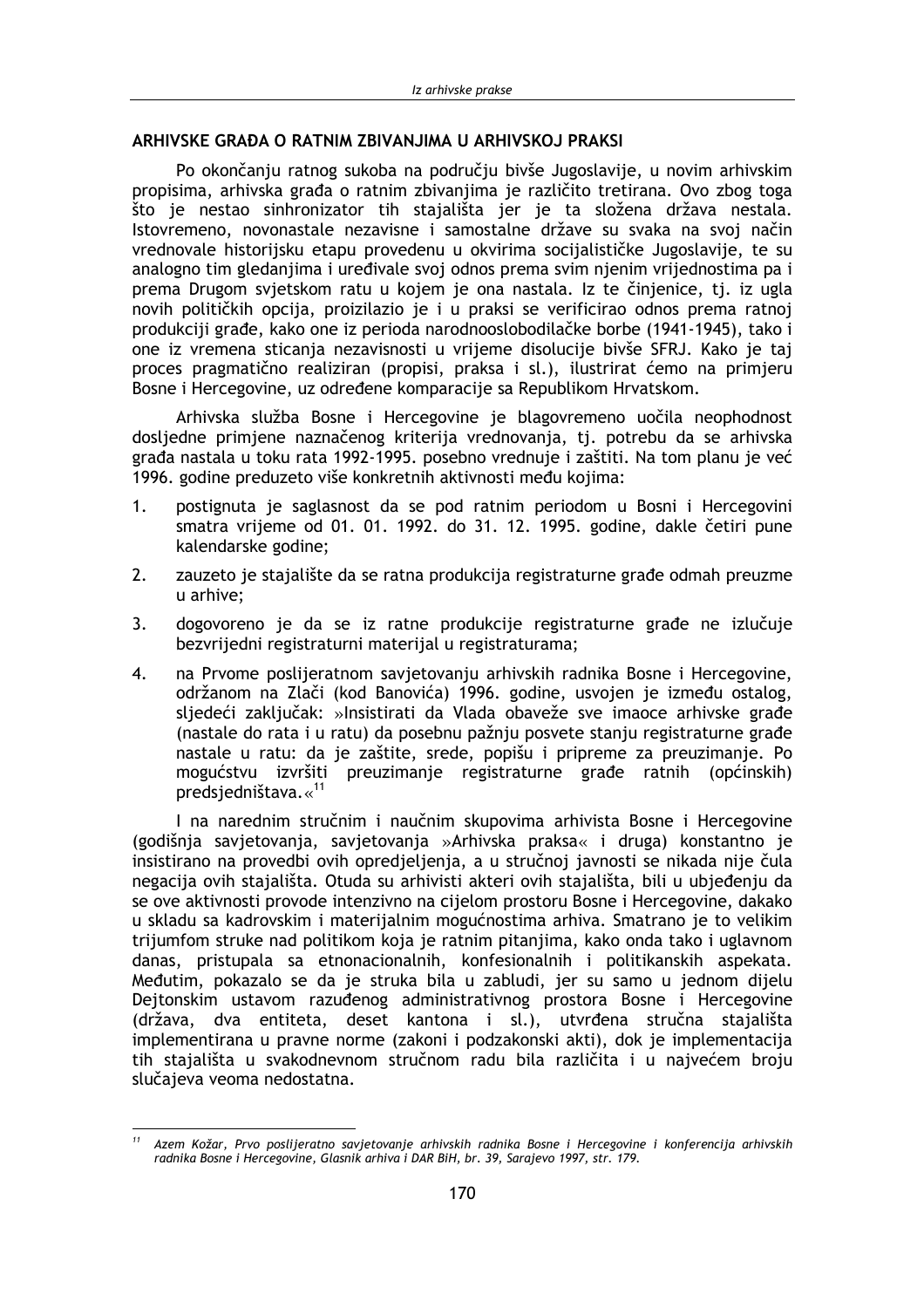## ARHIVSKE GRAĐA O RATNIM ZBIVANJIMA U ARHIVSKOJ PRAKSI

Po okončanju ratnog sukoba na području bivše Jugoslavije, u novim arhivskim propisima, arhivska građa o ratnim zbivanjima je različito tretirana. Ovo zbog toga što je nestao sinhronizator tih stajališta jer je ta složena država nestala. Istovremeno, novonastale nezavisne i samostalne države su svaka na svoj način vrednovale historijsku etapu provedenu u okvirima socijalističke Jugoslavije, te su analogno tim gledanjima i uređivale svoj odnos prema svim njenim vrijednostima pa i prema Drugom svjetskom ratu u kojem je ona nastala. Iz te činjenice, tj. iz ugla novih političkih opcija, proizilazio je i u praksi se verificirao odnos prema ratnoj produkciji građe, kako one iz perioda narodnooslobodilačke borbe (1941-1945), tako i one iz vremena sticanja nezavisnosti u vrijeme disolucije bivše SFRJ. Kako je taj proces pragmatično realiziran (propisi, praksa i sl.), ilustrirat ćemo na primjeru Bosne i Hercegovine, uz određene komparacije sa Republikom Hrvatskom.

Arhivska služba Bosne i Hercegovine je blagovremeno uočila neophodnost dosljedne primjene naznačenog kriterija vrednovanja, tj. potrebu da se arhivska građa nastala u toku rata 1992-1995. posebno vrednuje i zaštiti. Na tom planu je već 1996. godine preduzeto više konkretnih aktivnosti među kojima:

1. postignuta je saglasnost da se pod ratnim periodom u Bosni i Hercegovini smatra vrijeme od 01. 01. 1992. do 31. 12. 1995. godine, dakle četiri pune kalendarske godine;
2. zauzeto je stajalište da se ratna produkcija registraturne građe odmah preuzme u arhive;
3. dogovoreno je da se iz ratne produkcije registraturne građe ne izlučuje bezvrijedni registraturni materijal u registraturama;
4. na Prvome poslijeratnom savjetovanju arhivskih radnika Bosne i Hercegovine, održanom na Zlači (kod Banovića) 1996. godine, usvojen je između ostalog, sljedeći zaključak: »Insistirati da Vlada obaveže sve imaoce arhivske građe (nastale do rata i u ratu) da posebnu pažnju posvete stanju registraturne građe nastale u ratu: da je zaštite, srede, popišu i pripreme za preuzimanje. Po mogućstvu izvršiti preuzimanje registraturne građe ratnih (općinskih) predsjedništava.«[11]

I na narednim stručnim i naučnim skupovima arhivista Bosne i Hercegovine (godišnja savjetovanja, savjetovanja »Arhivska praksa« i druga) konstantno je insistirano na provedbi ovih opredjeljenja, a u stručnoj javnosti se nikada nije čula negacija ovih stajališta. Otuda su arhivisti akteri ovih stajališta, bili u ubjeđenju da se ove aktivnosti provode intenzivno na cijelom prostoru Bosne i Hercegovine, dakako u skladu sa kadrovskim i materijalnim mogućnostima arhiva. Smatrano je to velikim trijumfom struke nad politikom koja je ratnim pitanjima, kako onda tako i uglavnom danas, pristupala sa etnonacionalnih, konfesionalnih i politikanskih aspekata. Međutim, pokazalo se da je struka bila u zabludi, jer su samo u jednom dijelu Dejtonskim ustavom razuđenog administrativnog prostora Bosne i Hercegovine (država, dva entiteta, deset kantona i sl.), utvrđena stručna stajališta implementirana u pravne norme (zakoni i podzakonski akti), dok je implementacija tih stajališta u svakodnevnom stručnom radu bila različita i u najvećem broju slučajeva veoma nedostatna.

---

[11] *Azem Kožar, Prvo poslijeratno savjetovanje arhivskih radnika Bosne i Hercegovine i konferencija arhivskih radnika Bosne i Hercegovine, Glasnik arhiva i DAR BiH, br. 39, Sarajevo 1997, str. 179.*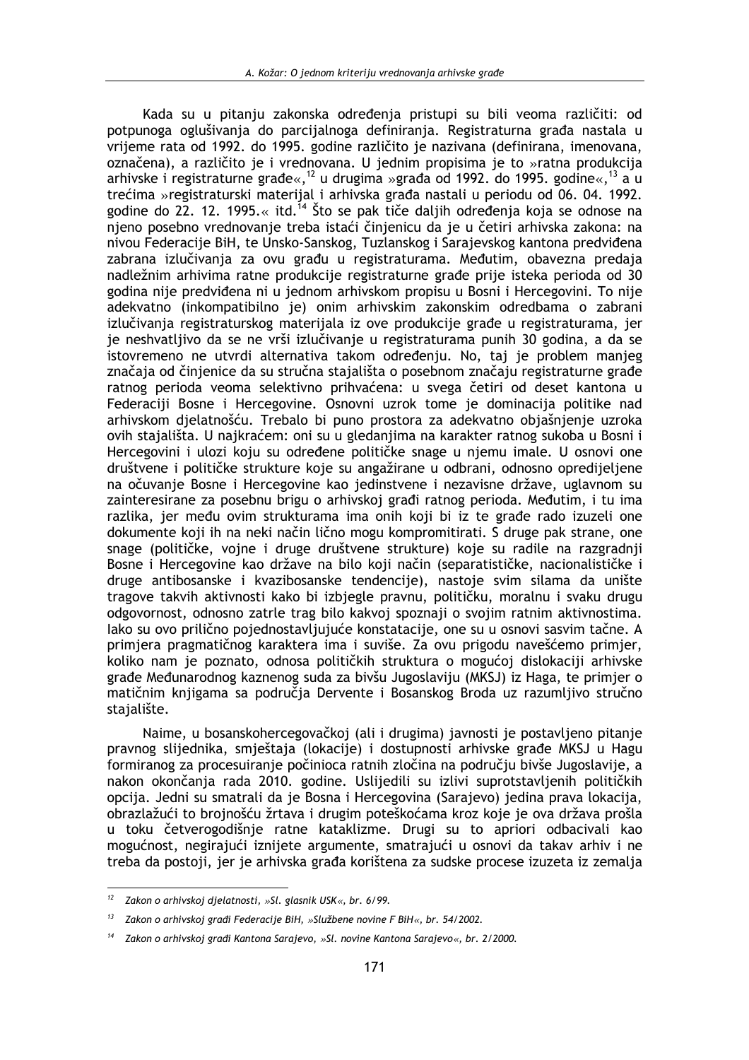Kada su u pitanju zakonska određenja pristupi su bili veoma različiti: od potpunoga oglušivanja do parcijalnoga definiranja. Registraturna građa nastala u vrijeme rata od 1992. do 1995. godine različito je nazivana (definirana, imenovana, označena), a različito je i vrednovana. U jednim propisima je to »ratna produkcija arhivske i registraturne građe«,[12] u drugima »građa od 1992. do 1995. godine«,[13] a u trećima »registraturski materijal i arhivska građa nastali u periodu od 06. 04. 1992. godine do 22. 12. 1995.« itd.[14] Što se pak tiče daljih određenja koja se odnose na njeno posebno vrednovanje treba istaći činjenicu da je u četiri arhivska zakona: na nivou Federacije BiH, te Unsko-Sanskog, Tuzlanskog i Sarajevskog kantona predviđena zabrana izlučivanja za ovu građu u registraturama. Međutim, obavezna predaja nadležnim arhivima ratne produkcije registraturne građe prije isteka perioda od 30 godina nije predviđena ni u jednom arhivskom propisu u Bosni i Hercegovini. To nije adekvatno (inkompatibilno je) onim arhivskim zakonskim odredbama o zabrani izlučivanja registraturskog materijala iz ove produkcije građe u registraturama, jer je neshvatljivo da se ne vrši izlučivanje u registraturama punih 30 godina, a da se istovremeno ne utvrdi alternativa takom određenju. No, taj je problem manjeg značaja od činjenice da su stručna stajališta o posebnom značaju registraturne građe ratnog perioda veoma selektivno prihvaćena: u svega četiri od deset kantona u Federaciji Bosne i Hercegovine. Osnovni uzrok tome je dominacija politike nad arhivskom djelatnošću. Trebalo bi puno prostora za adekvatno objašnjenje uzroka ovih stajališta. U najkraćem: oni su u gledanjima na karakter ratnog sukoba u Bosni i Hercegovini i ulozi koju su određene političke snage u njemu imale. U osnovi one društvene i političke strukture koje su angažirane u odbrani, odnosno opredijeljene na očuvanje Bosne i Hercegovine kao jedinstvene i nezavisne države, uglavnom su zainteresirane za posebnu brigu o arhivskoj građi ratnog perioda. Međutim, i tu ima razlika, jer među ovim strukturama ima onih koji bi iz te građe rado izuzeli one dokumente koji ih na neki način lično mogu kompromitirati. S druge pak strane, one snage (političke, vojne i druge društvene strukture) koje su radile na razgradnji Bosne i Hercegovine kao države na bilo koji način (separatističke, nacionalističke i druge antibosanske i kvazibosanske tendencije), nastoje svim silama da unište tragove takvih aktivnosti kako bi izbjegle pravnu, političku, moralnu i svaku drugu odgovornost, odnosno zatrle trag bilo kakvoj spoznaji o svojim ratnim aktivnostima. Iako su ovo prilično pojednostavljujuće konstatacije, one su u osnovi sasvim tačne. A primjera pragmatičnog karaktera ima i suviše. Za ovu prigodu navešćemo primjer, koliko nam je poznato, odnosa političkih struktura o mogućoj dislokaciji arhivske građe Međunarodnog kaznenog suda za bivšu Jugoslaviju (MKSJ) iz Haga, te primjer o matičnim knjigama sa područja Dervente i Bosanskog Broda uz razumljivo stručno stajalište.

Naime, u bosanskohercegovačkoj (ali i drugima) javnosti je postavljeno pitanje pravnog slijednika, smještaja (lokacije) i dostupnosti arhivske građe MKSJ u Hagu formiranog za procesuiranje počinioca ratnih zločina na području bivše Jugoslavije, a nakon okončanja rada 2010. godine. Uslijedili su izlivi suprotstavljenih političkih opcija. Jedni su smatrali da je Bosna i Hercegovina (Sarajevo) jedina prava lokacija, obrazlažući to brojnošću žrtava i drugim poteškoćama kroz koje je ova država prošla u toku četverogodišnje ratne kataklizme. Drugi su to apriori odbacivali kao mogućnost, negirajući iznijete argumente, smatrajući u osnovi da takav arhiv i ne treba da postoji, jer je arhivska građa korištena za sudske procese izuzeta iz zemalja

---

[12] *Zakon o arhivskoj djelatnosti, »Sl. glasnik USK«, br. 6/99.*

[13] *Zakon o arhivskoj građi Federacije BiH, »Službene novine F BiH«, br. 54/2002.*

[14] *Zakon o arhivskoj građi Kantona Sarajevo, »Sl. novine Kantona Sarajevo«, br. 2/2000.*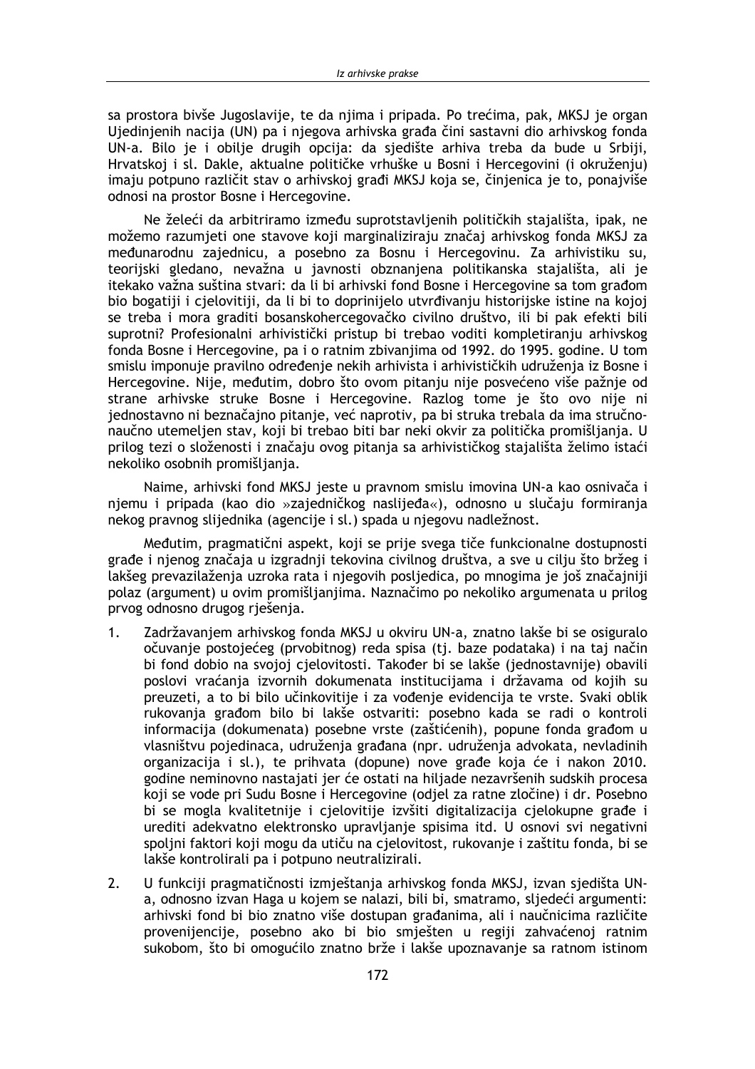sa prostora bivše Jugoslavije, te da njima i pripada. Po trećima, pak, MKSJ je organ Ujedinjenih nacija (UN) pa i njegova arhivska građa čini sastavni dio arhivskog fonda UN-a. Bilo je i obilje drugih opcija: da sjedište arhiva treba da bude u Srbiji, Hrvatskoj i sl. Dakle, aktualne političke vrhuške u Bosni i Hercegovini (i okruženju) imaju potpuno različit stav o arhivskoj građi MKSJ koja se, činjenica je to, ponajviše odnosi na prostor Bosne i Hercegovine.

Ne želeći da arbitriramo između suprotstavljenih političkih stajališta, ipak, ne možemo razumjeti one stavove koji marginaliziraju značaj arhivskog fonda MKSJ za međunarodnu zajednicu, a posebno za Bosnu i Hercegovinu. Za arhivistiku su, teorijski gledano, nevažna u javnosti obznanjena politikanska stajališta, ali je itekako važna suština stvari: da li bi arhivski fond Bosne i Hercegovine sa tom građom bio bogatiji i cjelovitiji, da li bi to doprinijelo utvrđivanju historijske istine na kojoj se treba i mora graditi bosanskohercegovačko civilno društvo, ili bi pak efekti bili suprotni? Profesionalni arhivistički pristup bi trebao voditi kompletiranju arhivskog fonda Bosne i Hercegovine, pa i o ratnim zbivanjima od 1992. do 1995. godine. U tom smislu imponuje pravilno određenje nekih arhivista i arhivističkih udruženja iz Bosne i Hercegovine. Nije, međutim, dobro što ovom pitanju nije posvećeno više pažnje od strane arhivske struke Bosne i Hercegovine. Razlog tome je što ovo nije ni jednostavno ni beznačajno pitanje, već naprotiv, pa bi struka trebala da ima stručno-naučno utemeljen stav, koji bi trebao biti bar neki okvir za politička promišljanja. U prilog tezi o složenosti i značaju ovog pitanja sa arhivističkog stajališta želimo istaći nekoliko osobnih promišljanja.

Naime, arhivski fond MKSJ jeste u pravnom smislu imovina UN-a kao osnivača i njemu i pripada (kao dio »zajedničkog naslijeđa«), odnosno u slučaju formiranja nekog pravnog slijednika (agencije i sl.) spada u njegovu nadležnost.

Međutim, pragmatični aspekt, koji se prije svega tiče funkcionalne dostupnosti građe i njenog značaja u izgradnji tekovina civilnog društva, a sve u cilju što bržeg i lakšeg prevazilaženja uzroka rata i njegovih posljedica, po mnogima je još značajniji polaz (argument) u ovim promišljanjima. Naznačimo po nekoliko argumenata u prilog prvog odnosno drugog rješenja.

1. Zadržavanjem arhivskog fonda MKSJ u okviru UN-a, znatno lakše bi se osiguralo očuvanje postojećeg (prvobitnog) reda spisa (tj. baze podataka) i na taj način bi fond dobio na svojoj cjelovitosti. Također bi se lakše (jednostavnije) obavili poslovi vraćanja izvornih dokumenata institucijama i državama od kojih su preuzeti, a to bi bilo učinkovitije i za vođenje evidencija te vrste. Svaki oblik rukovanja građom bilo bi lakše ostvariti: posebno kada se radi o kontroli informacija (dokumenata) posebne vrste (zaštićenih), popune fonda građom u vlasništvu pojedinaca, udruženja građana (npr. udruženja advokata, nevladinih organizacija i sl.), te prihvata (dopune) nove građe koja će i nakon 2010. godine neminovno nastajati jer će ostati na hiljade nezavršenih sudskih procesa koji se vode pri Sudu Bosne i Hercegovine (odjel za ratne zločine) i dr. Posebno bi se mogla kvalitetnije i cjelovitije izvšiti digitalizacija cjelokupne građe i urediti adekvatno elektronsko upravljanje spisima itd. U osnovi svi negativni spoljni faktori koji mogu da utiču na cjelovitost, rukovanje i zaštitu fonda, bi se lakše kontrolirali pa i potpuno neutralizirali.
2. U funkciji pragmatičnosti izmještanja arhivskog fonda MKSJ, izvan sjedišta UN-a, odnosno izvan Haga u kojem se nalazi, bili bi, smatramo, sljedeći argumenti: arhivski fond bi bio znatno više dostupan građanima, ali i naučnicima različite provenijencije, posebno ako bi bio smješten u regiji zahvaćenoj ratnim sukobom, što bi omogućilo znatno brže i lakše upoznavanje sa ratnom istinom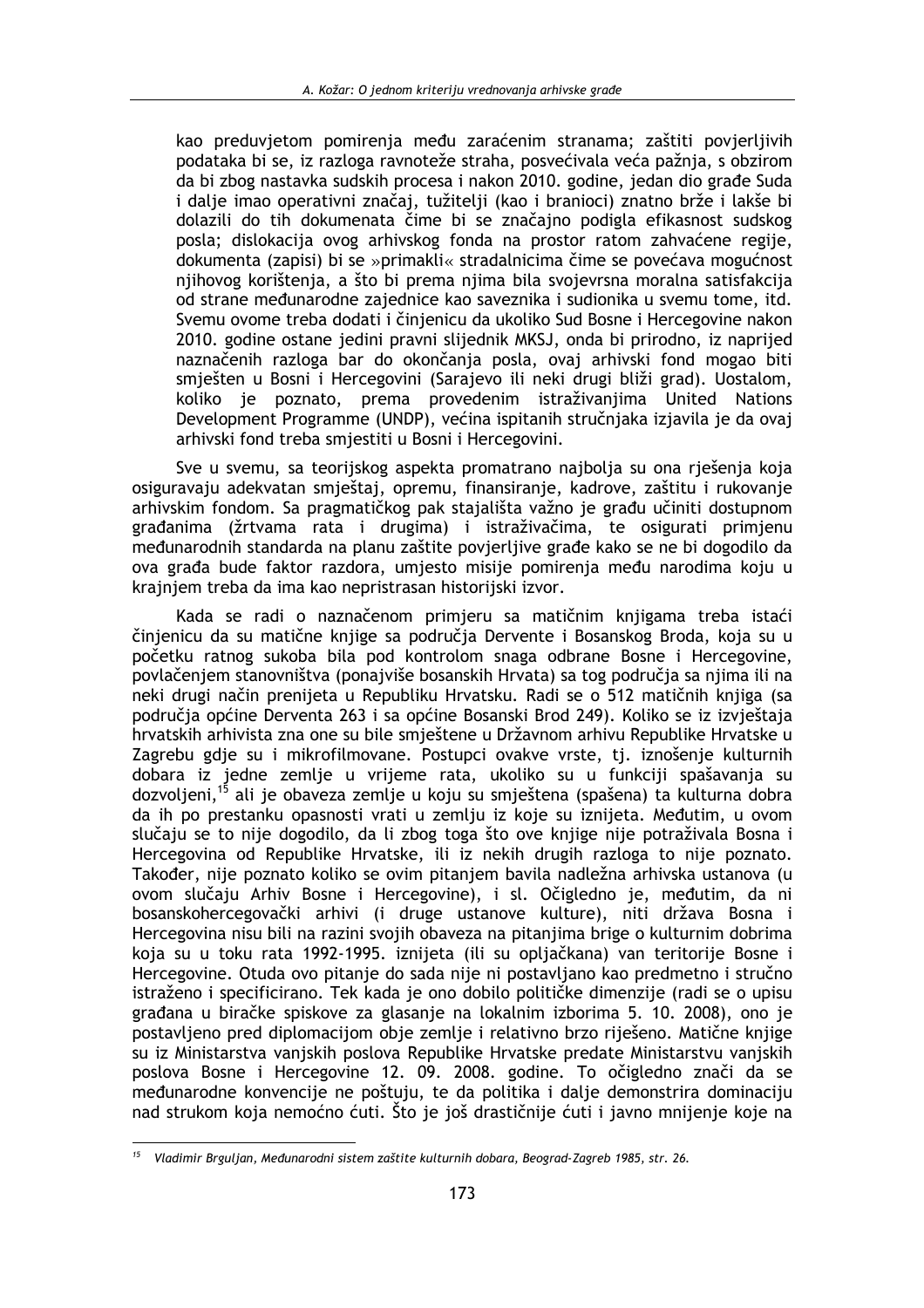kao preduvjetom pomirenja među zaraćenim stranama; zaštiti povjerljivih podataka bi se, iz razloga ravnoteže straha, posvećivala veća pažnja, s obzirom da bi zbog nastavka sudskih procesa i nakon 2010. godine, jedan dio građe Suda i dalje imao operativni značaj, tužitelji (kao i branioci) znatno brže i lakše bi dolazili do tih dokumenata čime bi se značajno podigla efikasnost sudskog posla; dislokacija ovog arhivskog fonda na prostor ratom zahvaćene regije, dokumenta (zapisi) bi se »primakli« stradalnicima čime se povećava mogućnost njihovog korištenja, a što bi prema njima bila svojevrsna moralna satisfakcija od strane međunarodne zajednice kao saveznika i sudionika u svemu tome, itd. Svemu ovome treba dodati i činjenicu da ukoliko Sud Bosne i Hercegovine nakon 2010. godine ostane jedini pravni slijednik MKSJ, onda bi prirodno, iz naprijed naznačenih razloga bar do okončanja posla, ovaj arhivski fond mogao biti smješten u Bosni i Hercegovini (Sarajevo ili neki drugi bliži grad). Uostalom, koliko je poznato, prema provedenim istraživanjima United Nations Development Programme (UNDP), većina ispitanih stručnjaka izjavila je da ovaj arhivski fond treba smjestiti u Bosni i Hercegovini.

Sve u svemu, sa teorijskog aspekta promatrano najbolja su ona rješenja koja osiguravaju adekvatan smještaj, opremu, finansiranje, kadrove, zaštitu i rukovanje arhivskim fondom. Sa pragmatičkog pak stajališta važno je građu učiniti dostupnom građanima (žrtvama rata i drugima) i istraživačima, te osigurati primjenu međunarodnih standarda na planu zaštite povjerljive građe kako se ne bi dogodilo da ova građa bude faktor razdora, umjesto misije pomirenja među narodima koju u krajnjem treba da ima kao nepristrasan historijski izvor.

Kada se radi o naznačenom primjeru sa matičnim knjigama treba istaći činjenicu da su matične knjige sa područja Dervente i Bosanskog Broda, koja su u početku ratnog sukoba bila pod kontrolom snaga odbrane Bosne i Hercegovine, povlačenjem stanovništva (ponajviše bosanskih Hrvata) sa tog područja sa njima ili na neki drugi način prenijeta u Republiku Hrvatsku. Radi se o 512 matičnih knjiga (sa područja općine Derventa 263 i sa općine Bosanski Brod 249). Koliko se iz izvještaja hrvatskih arhivista zna one su bile smještene u Državnom arhivu Republike Hrvatske u Zagrebu gdje su i mikrofilmovane. Postupci ovakve vrste, tj. iznošenje kulturnih dobara iz jedne zemlje u vrijeme rata, ukoliko su u funkciji spašavanja su dozvoljeni,[15] ali je obaveza zemlje u koju su smještena (spašena) ta kulturna dobra da ih po prestanku opasnosti vrati u zemlju iz koje su iznijeta. Međutim, u ovom slučaju se to nije dogodilo, da li zbog toga što ove knjige nije potraživala Bosna i Hercegovina od Republike Hrvatske, ili iz nekih drugih razloga to nije poznato. Također, nije poznato koliko se ovim pitanjem bavila nadležna arhivska ustanova (u ovom slučaju Arhiv Bosne i Hercegovine), i sl. Očigledno je, međutim, da ni bosanskohercegovački arhivi (i druge ustanove kulture), niti država Bosna i Hercegovina nisu bili na razini svojih obaveza na pitanjima brige o kulturnim dobrima koja su u toku rata 1992-1995. iznijeta (ili su opljačkana) van teritorije Bosne i Hercegovine. Otuda ovo pitanje do sada nije ni postavljano kao predmetno i stručno istraženo i specificirano. Tek kada je ono dobilo političke dimenzije (radi se o upisu građana u biračke spiskove za glasanje na lokalnim izborima 5. 10. 2008), ono je postavljeno pred diplomacijom obje zemlje i relativno brzo riješeno. Matične knjige su iz Ministarstva vanjskih poslova Republike Hrvatske predate Ministarstvu vanjskih poslova Bosne i Hercegovine 12. 09. 2008. godine. To očigledno znači da se međunarodne konvencije ne poštuju, te da politika i dalje demonstrira dominaciju nad strukom koja nemoćno ćuti. Što je još drastičnije ćuti i javno mnijenje koje na

---

[15] *Vladimir Brguljan, Međunarodni sistem zaštite kulturnih dobara, Beograd-Zagreb 1985, str. 26.*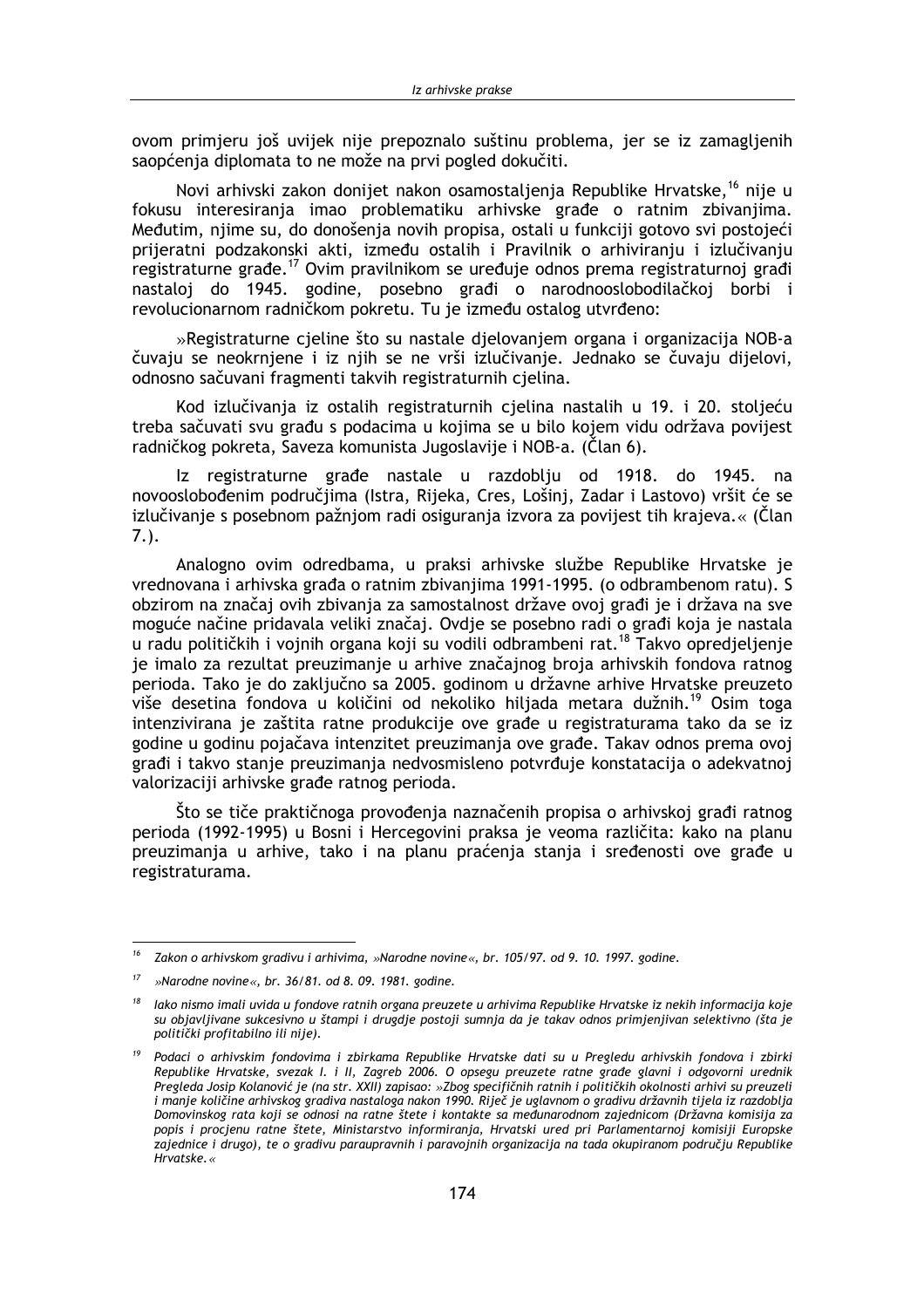ovom primjeru još uvijek nije prepoznalo suštinu problema, jer se iz zamagljenih saopćenja diplomata to ne može na prvi pogled dokučiti.

Novi arhivski zakon donijet nakon osamostaljenja Republike Hrvatske,[16] nije u fokusu interesiranja imao problematiku arhivske građe o ratnim zbivanjima. Međutim, njime su, do donošenja novih propisa, ostali u funkciji gotovo svi postojeći prijeratni podzakonski akti, između ostalih i Pravilnik o arhiviranju i izlučivanju registraturne građe.[17] Ovim pravilnikom se uređuje odnos prema registraturnoj građi nastaloj do 1945. godine, posebno građi o narodnooslobodilačkoj borbi i revolucionarnom radničkom pokretu. Tu je između ostalog utvrđeno:

»Registraturne cjeline što su nastale djelovanjem organa i organizacija NOB-a čuvaju se neokrnjene i iz njih se ne vrši izlučivanje. Jednako se čuvaju dijelovi, odnosno sačuvani fragmenti takvih registraturnih cjelina.

Kod izlučivanja iz ostalih registraturnih cjelina nastalih u 19. i 20. stoljeću treba sačuvati svu građu s podacima u kojima se u bilo kojem vidu održava povijest radničkog pokreta, Saveza komunista Jugoslavije i NOB-a. (Član 6).

Iz registraturne građe nastale u razdoblju od 1918. do 1945. na novooslobođenim područjima (Istra, Rijeka, Cres, Lošinj, Zadar i Lastovo) vršit će se izlučivanje s posebnom pažnjom radi osiguranja izvora za povijest tih krajeva.« (Član 7.).

Analogno ovim odredbama, u praksi arhivske službe Republike Hrvatske je vrednovana i arhivska građa o ratnim zbivanjima 1991-1995. (o odbrambenom ratu). S obzirom na značaj ovih zbivanja za samostalnost države ovoj građi je i država na sve moguće načine pridavala veliki značaj. Ovdje se posebno radi o građi koja je nastala u radu političkih i vojnih organa koji su vodili odbrambeni rat.[18] Takvo opredjeljenje je imalo za rezultat preuzimanje u arhive značajnog broja arhivskih fondova ratnog perioda. Tako je do zaključno sa 2005. godinom u državne arhive Hrvatske preuzeto više desetina fondova u količini od nekoliko hiljada metara dužnih.[19] Osim toga intenzivirana je zaštita ratne produkcije ove građe u registraturama tako da se iz godine u godinu pojačava intenzitet preuzimanja ove građe. Takav odnos prema ovoj građi i takvo stanje preuzimanja nedvosmisleno potvrđuje konstatacija o adekvatnoj valorizaciji arhivske građe ratnog perioda.

Što se tiče praktičnoga provođenja naznačenih propisa o arhivskoj građi ratnog perioda (1992-1995) u Bosni i Hercegovini praksa je veoma različita: kako na planu preuzimanja u arhive, tako i na planu praćenja stanja i sređenosti ove građe u registraturama.

---

[16] *Zakon o arhivskom gradivu i arhivima, »Narodne novine«, br. 105/97. od 9. 10. 1997. godine.*

[17] *»Narodne novine«, br. 36/81. od 8. 09. 1981. godine.*

[18] *Iako nismo imali uvida u fondove ratnih organa preuzete u arhivima Republike Hrvatske iz nekih informacija koje su objavljivane sukcesivno u štampi i drugdje postoji sumnja da je takav odnos primjenjivan selektivno (šta je politički profitabilno ili nije).*

[19] *Podaci o arhivskim fondovima i zbirkama Republike Hrvatske dati su u Pregledu arhivskih fondova i zbirki Republike Hrvatske, svezak I. i II, Zagreb 2006. O opsegu preuzete ratne građe glavni i odgovorni urednik Pregleda Josip Kolanović je (na str. XXII) zapisao: »Zbog specifičnih ratnih i političkih okolnosti arhivi su preuzeli i manje količine arhivskog gradiva nastaloga nakon 1990. Riječ je uglavnom o gradivu državnih tijela iz razdoblja Domovinskog rata koji se odnosi na ratne štete i kontakte sa međunarodnom zajednicom (Državna komisija za popis i procjenu ratne štete, Ministarstvo informiranja, Hrvatski ured pri Parlamentarnoj komisiji Europske zajednice i drugo), te o gradivu paraupravnih i paravojnih organizacija na tada okupiranom području Republike Hrvatske.«*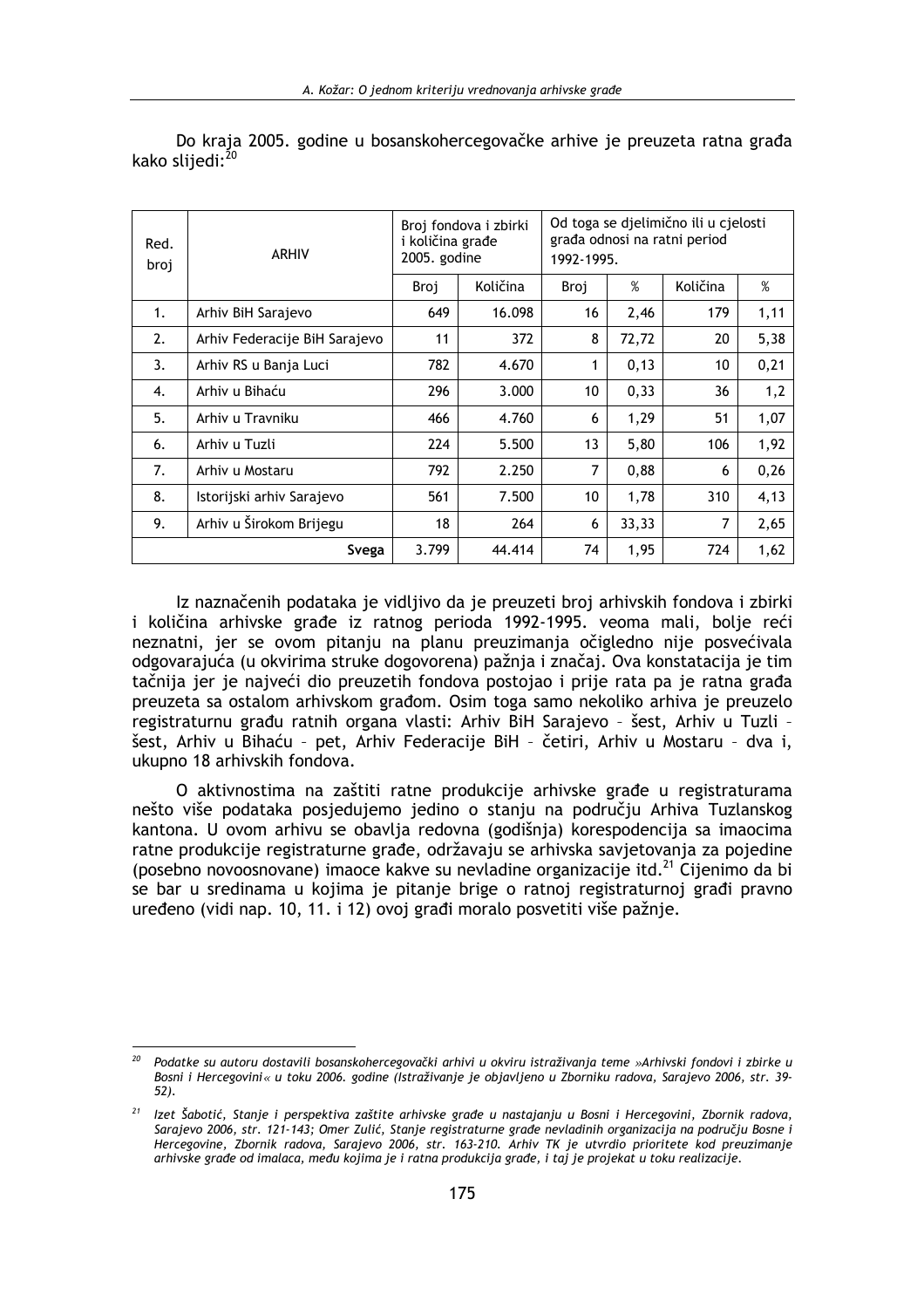Do kraja 2005. godine u bosanskohercegovačke arhive je preuzeta ratna građa kako slijedi:[20]

| Red. broj | ARHIV | Broj fondova i zbirki i količina građe 2005. godine | | Od toga se djelimično ili u cjelosti građa odnosi na ratni period 1992-1995. | | | |
|---|---|---|---|---|---|---|---|
| | | Broj | Količina | Broj | % | Količina | % |
| 1. | Arhiv BiH Sarajevo | 649 | 16.098 | 16 | 2,46 | 179 | 1,11 |
| 2. | Arhiv Federacije BiH Sarajevo | 11 | 372 | 8 | 72,72 | 20 | 5,38 |
| 3. | Arhiv RS u Banja Luci | 782 | 4.670 | 1 | 0,13 | 10 | 0,21 |
| 4. | Arhiv u Bihaću | 296 | 3.000 | 10 | 0,33 | 36 | 1,2 |
| 5. | Arhiv u Travniku | 466 | 4.760 | 6 | 1,29 | 51 | 1,07 |
| 6. | Arhiv u Tuzli | 224 | 5.500 | 13 | 5,80 | 106 | 1,92 |
| 7. | Arhiv u Mostaru | 792 | 2.250 | 7 | 0,88 | 6 | 0,26 |
| 8. | Istorijski arhiv Sarajevo | 561 | 7.500 | 10 | 1,78 | 310 | 4,13 |
| 9. | Arhiv u Širokom Brijegu | 18 | 264 | 6 | 33,33 | 7 | 2,65 |
| | Svega | 3.799 | 44.414 | 74 | 1,95 | 724 | 1,62 |

Iz naznačenih podataka je vidljivo da je preuzeti broj arhivskih fondova i zbirki i količina arhivske građe iz ratnog perioda 1992-1995. veoma mali, bolje reći neznatni, jer se ovom pitanju na planu preuzimanja očigledno nije posvećivala odgovarajuća (u okvirima struke dogovorena) pažnja i značaj. Ova konstatacija je tim tačnija jer je najveći dio preuzetih fondova postojao i prije rata pa je ratna građa preuzeta sa ostalom arhivskom građom. Osim toga samo nekoliko arhiva je preuzelo registraturnu građu ratnih organa vlasti: Arhiv BiH Sarajevo – šest, Arhiv u Tuzli – šest, Arhiv u Bihaću – pet, Arhiv Federacije BiH – četiri, Arhiv u Mostaru – dva i, ukupno 18 arhivskih fondova.

O aktivnostima na zaštiti ratne produkcije arhivske građe u registraturama nešto više podataka posjedujemo jedino o stanju na području Arhiva Tuzlanskog kantona. U ovom arhivu se obavlja redovna (godišnja) korespodencija sa imaocima ratne produkcije registraturne građe, održavaju se arhivska savjetovanja za pojedine (posebno novoosnovane) imaoce kakve su nevladine organizacije itd.[21] Cijenimo da bi se bar u sredinama u kojima je pitanje brige o ratnoj registraturnoj građi pravno uređeno (vidi nap. 10, 11. i 12) ovoj građi moralo posvetiti više pažnje.

---

[20] *Podatke su autoru dostavili bosanskohercegovački arhivi u okviru istraživanja teme »Arhivski fondovi i zbirke u Bosni i Hercegovini« u toku 2006. godine (Istraživanje je objavljeno u Zborniku radova, Sarajevo 2006, str. 39-52).*

[21] *Izet Šabotić, Stanje i perspektiva zaštite arhivske građe u nastajanju u Bosni i Hercegovini, Zbornik radova, Sarajevo 2006, str. 121-143; Omer Zulić, Stanje registraturne građe nevladinih organizacija na području Bosne i Hercegovine, Zbornik radova, Sarajevo 2006, str. 163-210. Arhiv TK je utvrdio prioritete kod preuzimanje arhivske građe od imalaca, među kojima je i ratna produkcija građe, i taj je projekat u toku realizacije.*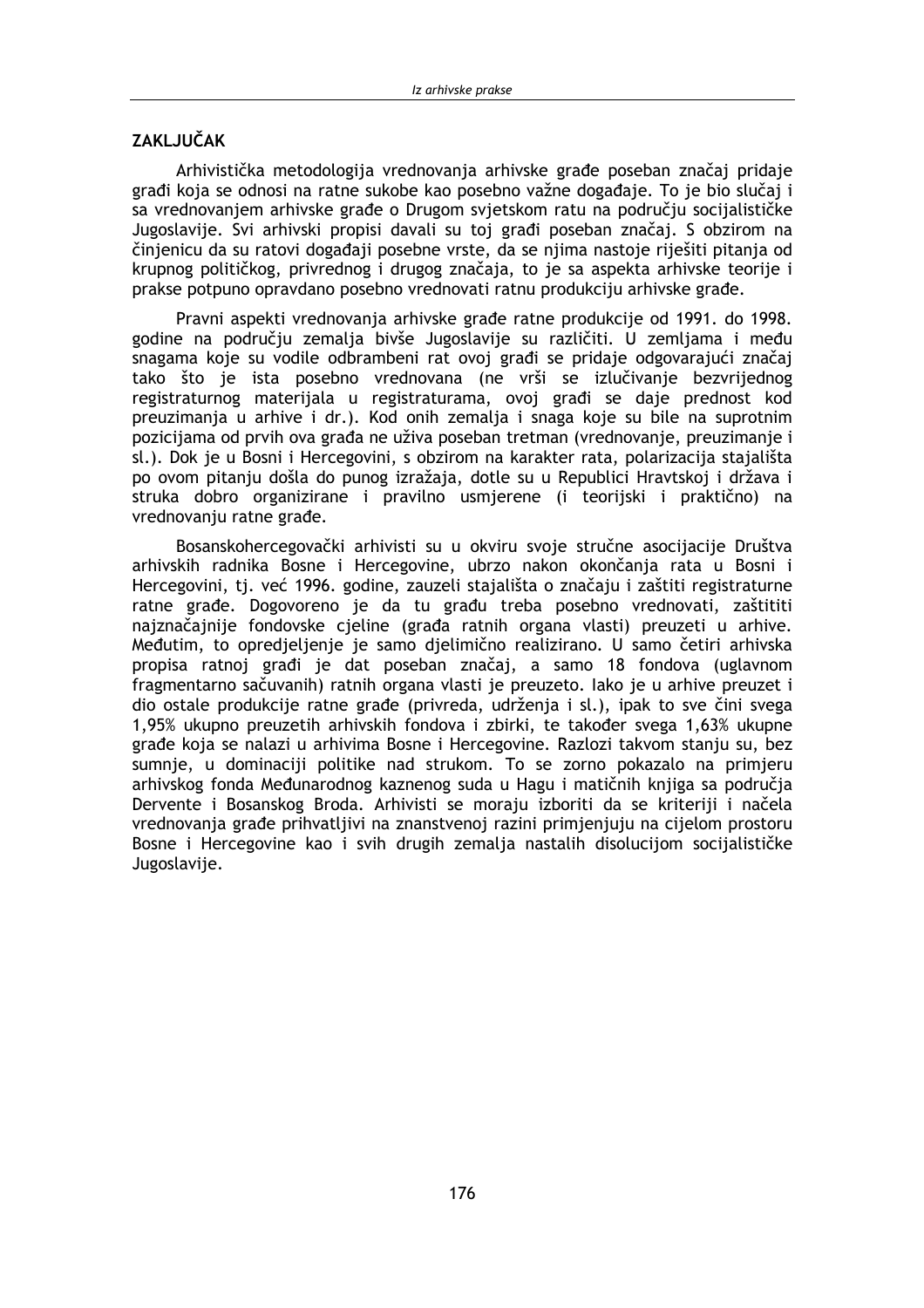## ZAKLJUČAK

Arhivistička metodologija vrednovanja arhivske građe poseban značaj pridaje građi koja se odnosi na ratne sukobe kao posebno važne događaje. To je bio slučaj i sa vrednovanjem arhivske građe o Drugom svjetskom ratu na području socijalističke Jugoslavije. Svi arhivski propisi davali su toj građi poseban značaj. S obzirom na činjenicu da su ratovi događaji posebne vrste, da se njima nastoje riješiti pitanja od krupnog političkog, privrednog i drugog značaja, to je sa aspekta arhivske teorije i prakse potpuno opravdano posebno vrednovati ratnu produkciju arhivske građe.

Pravni aspekti vrednovanja arhivske građe ratne produkcije od 1991. do 1998. godine na području zemalja bivše Jugoslavije su različiti. U zemljama i među snagama koje su vodile odbrambeni rat ovoj građi se pridaje odgovarajući značaj tako što je ista posebno vrednovana (ne vrši se izlučivanje bezvrijednog registraturnog materijala u registraturama, ovoj građi se daje prednost kod preuzimanja u arhive i dr.). Kod onih zemalja i snaga koje su bile na suprotnim pozicijama od prvih ova građa ne uživa poseban tretman (vrednovanje, preuzimanje i sl.). Dok je u Bosni i Hercegovini, s obzirom na karakter rata, polarizacija stajališta po ovom pitanju došla do punog izražaja, dotle su u Republici Hravtskoj i država i struka dobro organizirane i pravilno usmjerene (i teorijski i praktično) na vrednovanju ratne građe.

Bosanskohercegovački arhivisti su u okviru svoje stručne asocijacije Društva arhivskih radnika Bosne i Hercegovine, ubrzo nakon okončanja rata u Bosni i Hercegovini, tj. već 1996. godine, zauzeli stajališta o značaju i zaštiti registraturne ratne građe. Dogovoreno je da tu građu treba posebno vrednovati, zaštititi najznačajnije fondovske cjeline (građa ratnih organa vlasti) preuzeti u arhive. Međutim, to opredjeljenje je samo djelimično realizirano. U samo četiri arhivska propisa ratnoj građi je dat poseban značaj, a samo 18 fondova (uglavnom fragmentarno sačuvanih) ratnih organa vlasti je preuzeto. Iako je u arhive preuzet i dio ostale produkcije ratne građe (privreda, udrženja i sl.), ipak to sve čini svega 1,95% ukupno preuzetih arhivskih fondova i zbirki, te također svega 1,63% ukupne građe koja se nalazi u arhivima Bosne i Hercegovine. Razlozi takvom stanju su, bez sumnje, u dominaciji politike nad strukom. To se zorno pokazalo na primjeru arhivskog fonda Međunarodnog kaznenog suda u Hagu i matičnih knjiga sa područja Dervente i Bosanskog Broda. Arhivisti se moraju izboriti da se kriteriji i načela vrednovanja građe prihvatljivi na znanstvenoj razini primjenjuju na cijelom prostoru Bosne i Hercegovine kao i svih drugih zemalja nastalih disolucijom socijalističke Jugoslavije.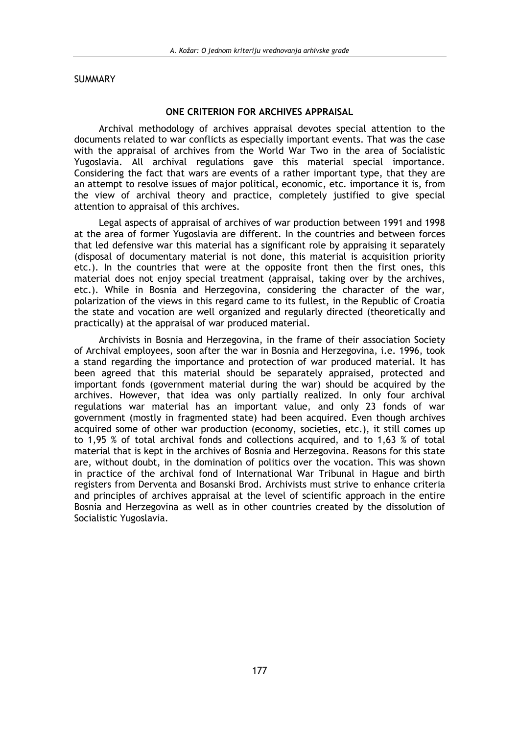SUMMARY

## ONE CRITERION FOR ARCHIVES APPRAISAL

Archival methodology of archives appraisal devotes special attention to the documents related to war conflicts as especially important events. That was the case with the appraisal of archives from the World War Two in the area of Socialistic Yugoslavia. All archival regulations gave this material special importance. Considering the fact that wars are events of a rather important type, that they are an attempt to resolve issues of major political, economic, etc. importance it is, from the view of archival theory and practice, completely justified to give special attention to appraisal of this archives.

Legal aspects of appraisal of archives of war production between 1991 and 1998 at the area of former Yugoslavia are different. In the countries and between forces that led defensive war this material has a significant role by appraising it separately (disposal of documentary material is not done, this material is acquisition priority etc.). In the countries that were at the opposite front then the first ones, this material does not enjoy special treatment (appraisal, taking over by the archives, etc.). While in Bosnia and Herzegovina, considering the character of the war, polarization of the views in this regard came to its fullest, in the Republic of Croatia the state and vocation are well organized and regularly directed (theoretically and practically) at the appraisal of war produced material.

Archivists in Bosnia and Herzegovina, in the frame of their association Society of Archival employees, soon after the war in Bosnia and Herzegovina, i.e. 1996, took a stand regarding the importance and protection of war produced material. It has been agreed that this material should be separately appraised, protected and important fonds (government material during the war) should be acquired by the archives. However, that idea was only partially realized. In only four archival regulations war material has an important value, and only 23 fonds of war government (mostly in fragmented state) had been acquired. Even though archives acquired some of other war production (economy, societies, etc.), it still comes up to 1,95 % of total archival fonds and collections acquired, and to 1,63 % of total material that is kept in the archives of Bosnia and Herzegovina. Reasons for this state are, without doubt, in the domination of politics over the vocation. This was shown in practice of the archival fond of International War Tribunal in Hague and birth registers from Derventa and Bosanski Brod. Archivists must strive to enhance criteria and principles of archives appraisal at the level of scientific approach in the entire Bosnia and Herzegovina as well as in other countries created by the dissolution of Socialistic Yugoslavia.